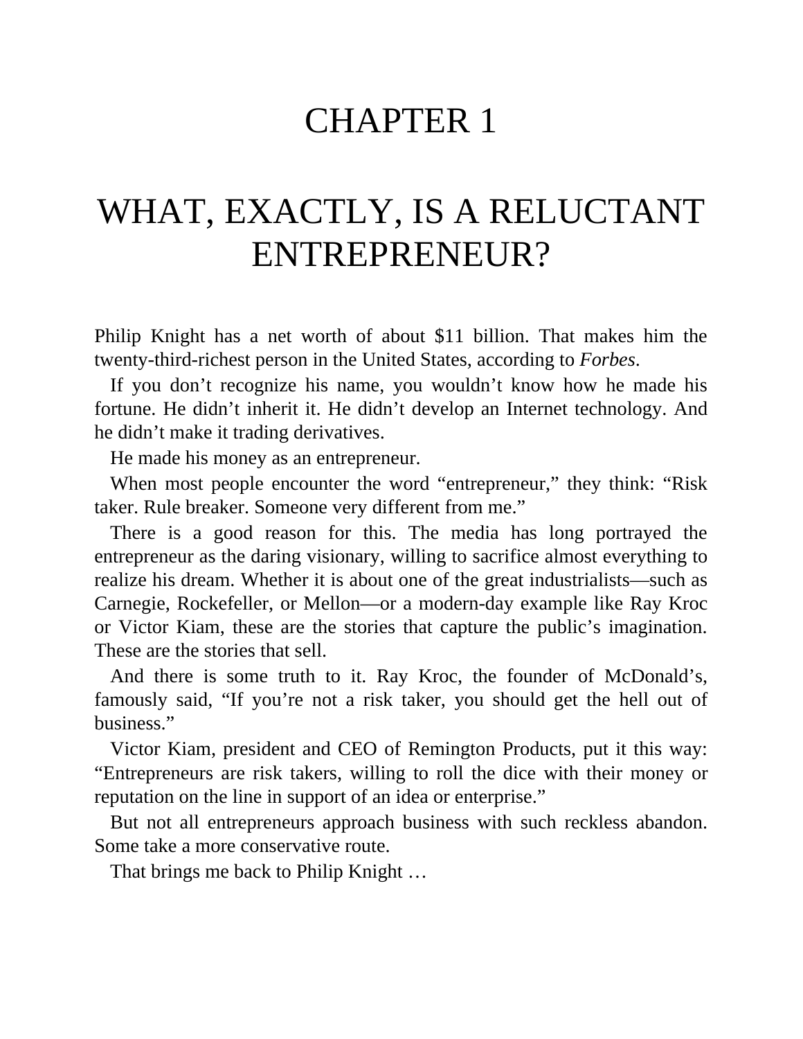# CHAPTER 1

# WHAT, EXACTLY, IS A RELUCTANT ENTREPRENEUR?

Philip Knight has a net worth of about $11 billion. That makes him the twenty-third-richest person in the United States, according to *Forbes*.

If you don't recognize his name, you wouldn't know how he made his fortune. He didn't inherit it. He didn't develop an Internet technology. And he didn't make it trading derivatives.

He made his money as an entrepreneur.

When most people encounter the word "entrepreneur," they think: "Risk taker. Rule breaker. Someone very different from me."

There is a good reason for this. The media has long portrayed the entrepreneur as the daring visionary, willing to sacrifice almost everything to realize his dream. Whether it is about one of the great industrialists—such as Carnegie, Rockefeller, or Mellon—or a modern-day example like Ray Kroc or Victor Kiam, these are the stories that capture the public's imagination. These are the stories that sell.

And there is some truth to it. Ray Kroc, the founder of McDonald's, famously said, "If you're not a risk taker, you should get the hell out of business."

Victor Kiam, president and CEO of Remington Products, put it this way: "Entrepreneurs are risk takers, willing to roll the dice with their money or reputation on the line in support of an idea or enterprise."

But not all entrepreneurs approach business with such reckless abandon. Some take a more conservative route.

That brings me back to Philip Knight …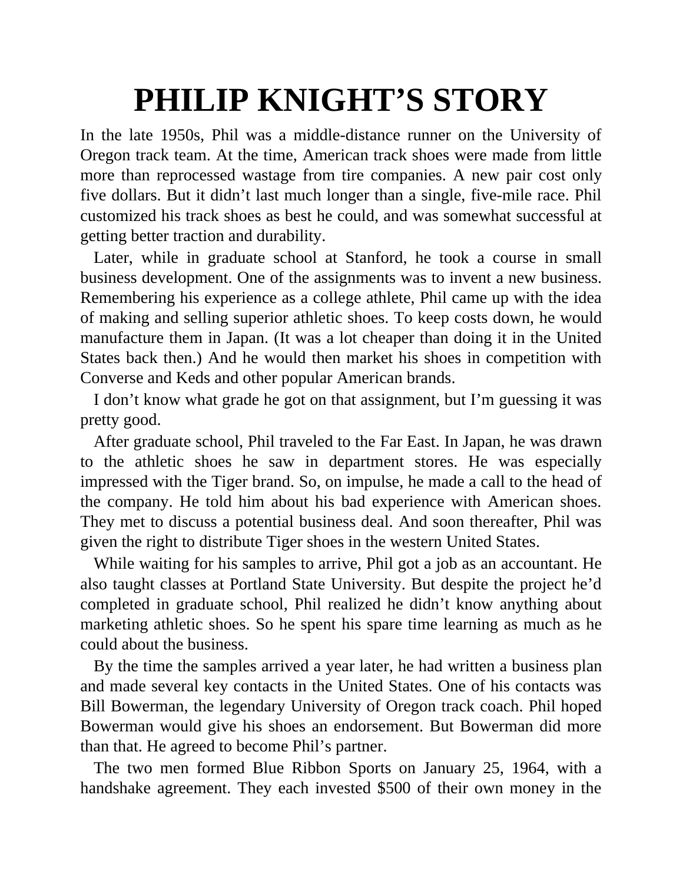# PHILIP KNIGHT'S STORY

In the late 1950s, Phil was a middle-distance runner on the University of Oregon track team. At the time, American track shoes were made from little more than reprocessed wastage from tire companies. A new pair cost only five dollars. But it didn't last much longer than a single, five-mile race. Phil customized his track shoes as best he could, and was somewhat successful at getting better traction and durability.

Later, while in graduate school at Stanford, he took a course in small business development. One of the assignments was to invent a new business. Remembering his experience as a college athlete, Phil came up with the idea of making and selling superior athletic shoes. To keep costs down, he would manufacture them in Japan. (It was a lot cheaper than doing it in the United States back then.) And he would then market his shoes in competition with Converse and Keds and other popular American brands.

I don't know what grade he got on that assignment, but I'm guessing it was pretty good.

After graduate school, Phil traveled to the Far East. In Japan, he was drawn to the athletic shoes he saw in department stores. He was especially impressed with the Tiger brand. So, on impulse, he made a call to the head of the company. He told him about his bad experience with American shoes. They met to discuss a potential business deal. And soon thereafter, Phil was given the right to distribute Tiger shoes in the western United States.

While waiting for his samples to arrive, Phil got a job as an accountant. He also taught classes at Portland State University. But despite the project he'd completed in graduate school, Phil realized he didn't know anything about marketing athletic shoes. So he spent his spare time learning as much as he could about the business.

By the time the samples arrived a year later, he had written a business plan and made several key contacts in the United States. One of his contacts was Bill Bowerman, the legendary University of Oregon track coach. Phil hoped Bowerman would give his shoes an endorsement. But Bowerman did more than that. He agreed to become Phil's partner.

The two men formed Blue Ribbon Sports on January 25, 1964, with a handshake agreement. They each invested $500 of their own money in the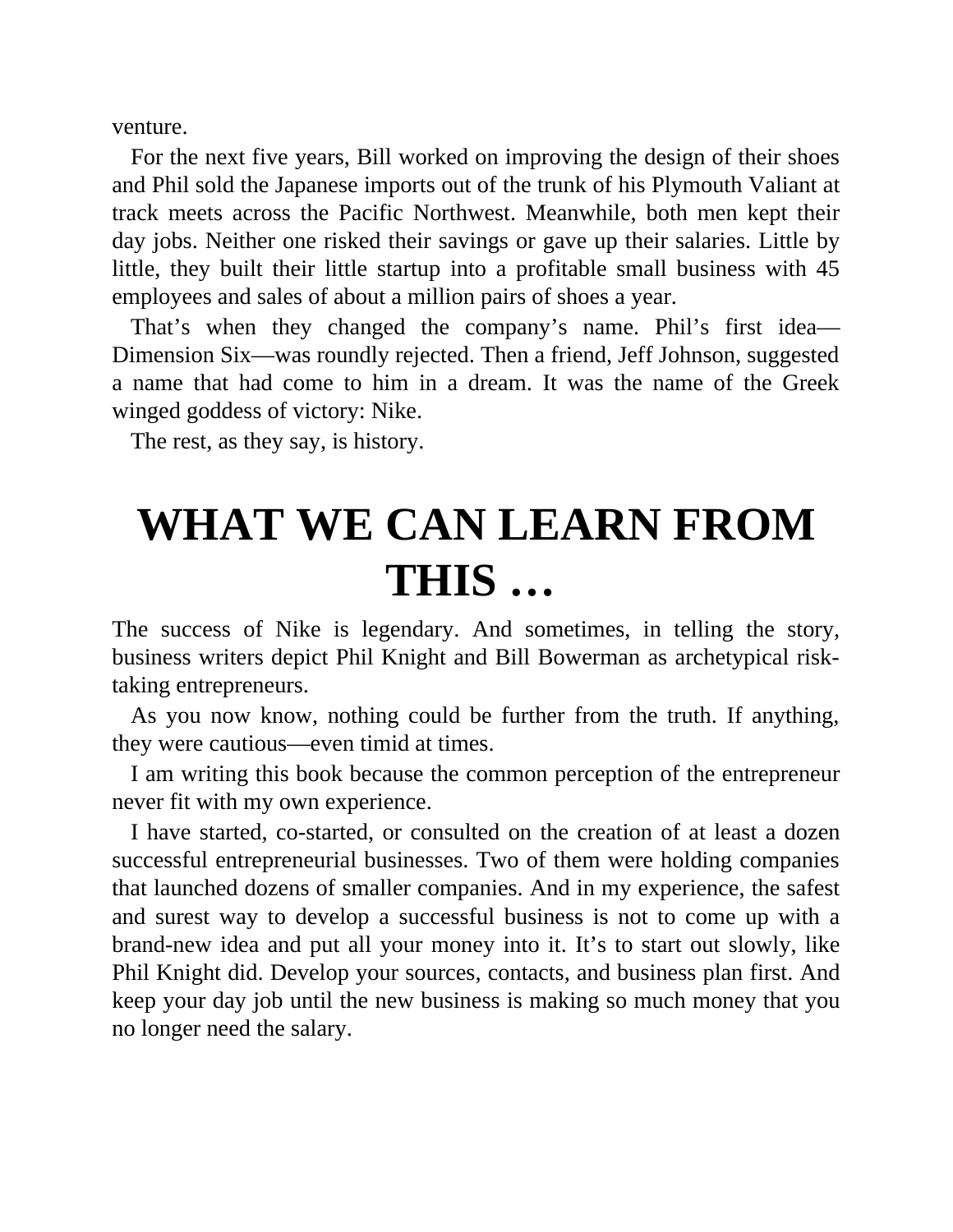venture.

For the next five years, Bill worked on improving the design of their shoes and Phil sold the Japanese imports out of the trunk of his Plymouth Valiant at track meets across the Pacific Northwest. Meanwhile, both men kept their day jobs. Neither one risked their savings or gave up their salaries. Little by little, they built their little startup into a profitable small business with 45 employees and sales of about a million pairs of shoes a year.

That's when they changed the company's name. Phil's first idea—Dimension Six—was roundly rejected. Then a friend, Jeff Johnson, suggested a name that had come to him in a dream. It was the name of the Greek winged goddess of victory: Nike.

The rest, as they say, is history.

# WHAT WE CAN LEARN FROM THIS …

The success of Nike is legendary. And sometimes, in telling the story, business writers depict Phil Knight and Bill Bowerman as archetypical risk-taking entrepreneurs.

As you now know, nothing could be further from the truth. If anything, they were cautious—even timid at times.

I am writing this book because the common perception of the entrepreneur never fit with my own experience.

I have started, co-started, or consulted on the creation of at least a dozen successful entrepreneurial businesses. Two of them were holding companies that launched dozens of smaller companies. And in my experience, the safest and surest way to develop a successful business is not to come up with a brand-new idea and put all your money into it. It's to start out slowly, like Phil Knight did. Develop your sources, contacts, and business plan first. And keep your day job until the new business is making so much money that you no longer need the salary.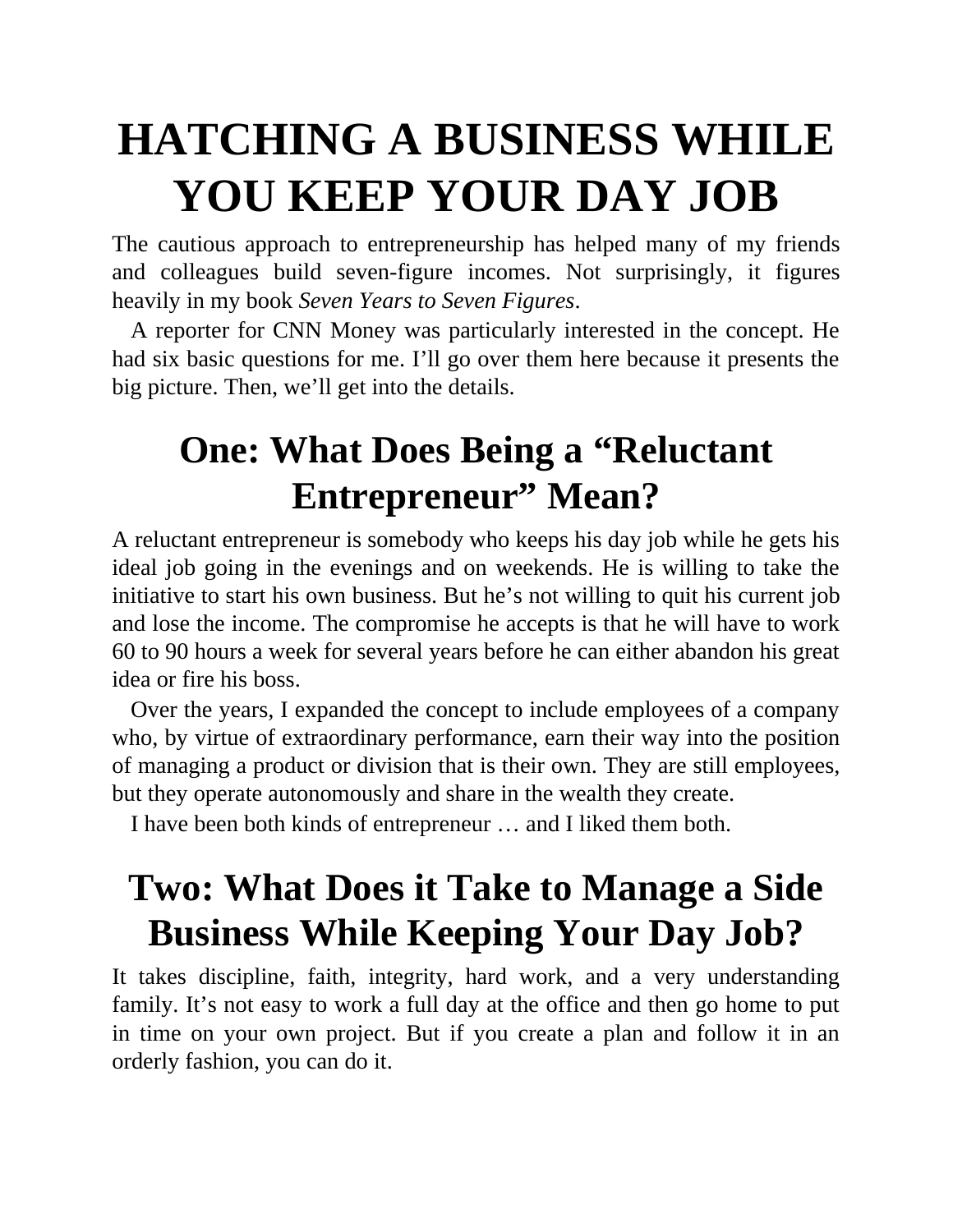# HATCHING A BUSINESS WHILE YOU KEEP YOUR DAY JOB

The cautious approach to entrepreneurship has helped many of my friends and colleagues build seven-figure incomes. Not surprisingly, it figures heavily in my book *Seven Years to Seven Figures*.

A reporter for CNN Money was particularly interested in the concept. He had six basic questions for me. I'll go over them here because it presents the big picture. Then, we'll get into the details.

## One: What Does Being a "Reluctant Entrepreneur" Mean?

A reluctant entrepreneur is somebody who keeps his day job while he gets his ideal job going in the evenings and on weekends. He is willing to take the initiative to start his own business. But he's not willing to quit his current job and lose the income. The compromise he accepts is that he will have to work 60 to 90 hours a week for several years before he can either abandon his great idea or fire his boss.

Over the years, I expanded the concept to include employees of a company who, by virtue of extraordinary performance, earn their way into the position of managing a product or division that is their own. They are still employees, but they operate autonomously and share in the wealth they create.

I have been both kinds of entrepreneur … and I liked them both.

## Two: What Does it Take to Manage a Side Business While Keeping Your Day Job?

It takes discipline, faith, integrity, hard work, and a very understanding family. It's not easy to work a full day at the office and then go home to put in time on your own project. But if you create a plan and follow it in an orderly fashion, you can do it.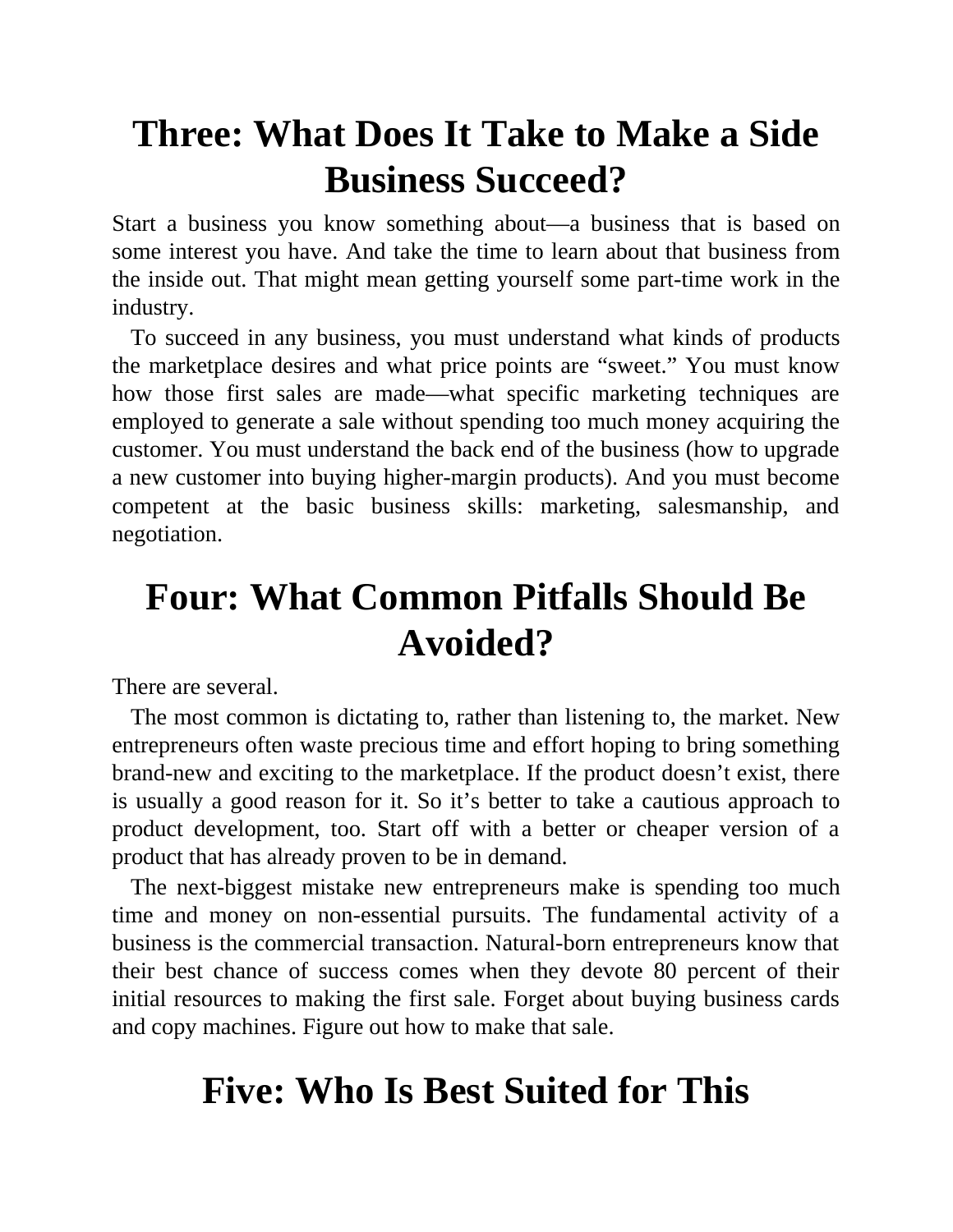# Three: What Does It Take to Make a Side Business Succeed?

Start a business you know something about—a business that is based on some interest you have. And take the time to learn about that business from the inside out. That might mean getting yourself some part-time work in the industry.

To succeed in any business, you must understand what kinds of products the marketplace desires and what price points are "sweet." You must know how those first sales are made—what specific marketing techniques are employed to generate a sale without spending too much money acquiring the customer. You must understand the back end of the business (how to upgrade a new customer into buying higher-margin products). And you must become competent at the basic business skills: marketing, salesmanship, and negotiation.

# Four: What Common Pitfalls Should Be Avoided?

There are several.

The most common is dictating to, rather than listening to, the market. New entrepreneurs often waste precious time and effort hoping to bring something brand-new and exciting to the marketplace. If the product doesn't exist, there is usually a good reason for it. So it's better to take a cautious approach to product development, too. Start off with a better or cheaper version of a product that has already proven to be in demand.

The next-biggest mistake new entrepreneurs make is spending too much time and money on non-essential pursuits. The fundamental activity of a business is the commercial transaction. Natural-born entrepreneurs know that their best chance of success comes when they devote 80 percent of their initial resources to making the first sale. Forget about buying business cards and copy machines. Figure out how to make that sale.

# Five: Who Is Best Suited for This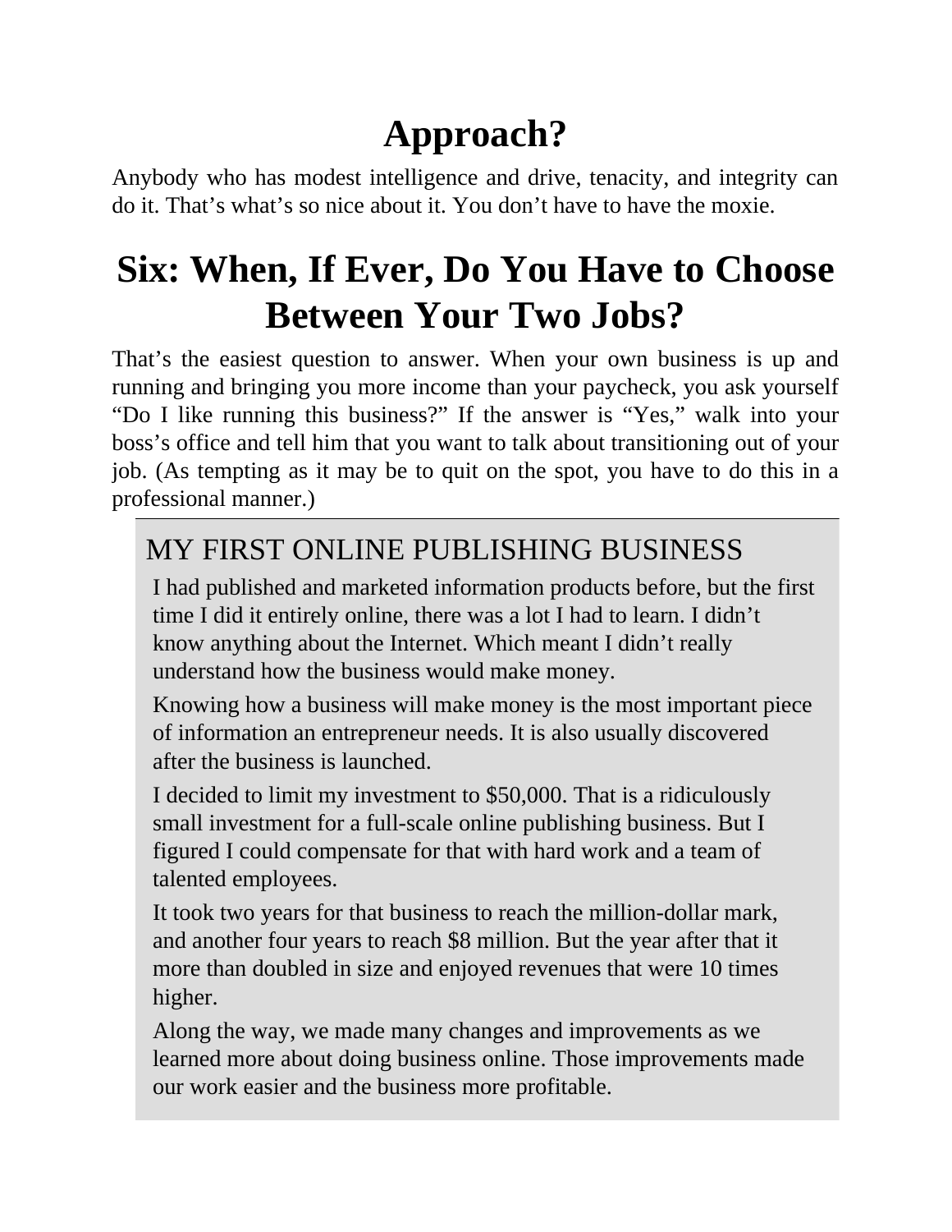# Approach?

Anybody who has modest intelligence and drive, tenacity, and integrity can do it. That's what's so nice about it. You don't have to have the moxie.

# Six: When, If Ever, Do You Have to Choose Between Your Two Jobs?

That's the easiest question to answer. When your own business is up and running and bringing you more income than your paycheck, you ask yourself "Do I like running this business?" If the answer is "Yes," walk into your boss's office and tell him that you want to talk about transitioning out of your job. (As tempting as it may be to quit on the spot, you have to do this in a professional manner.)

> ## MY FIRST ONLINE PUBLISHING BUSINESS
>
> I had published and marketed information products before, but the first time I did it entirely online, there was a lot I had to learn. I didn't know anything about the Internet. Which meant I didn't really understand how the business would make money.
>
> Knowing how a business will make money is the most important piece of information an entrepreneur needs. It is also usually discovered after the business is launched.
>
> I decided to limit my investment to $50,000. That is a ridiculously small investment for a full-scale online publishing business. But I figured I could compensate for that with hard work and a team of talented employees.
>
> It took two years for that business to reach the million-dollar mark, and another four years to reach $8 million. But the year after that it more than doubled in size and enjoyed revenues that were 10 times higher.
>
> Along the way, we made many changes and improvements as we learned more about doing business online. Those improvements made our work easier and the business more profitable.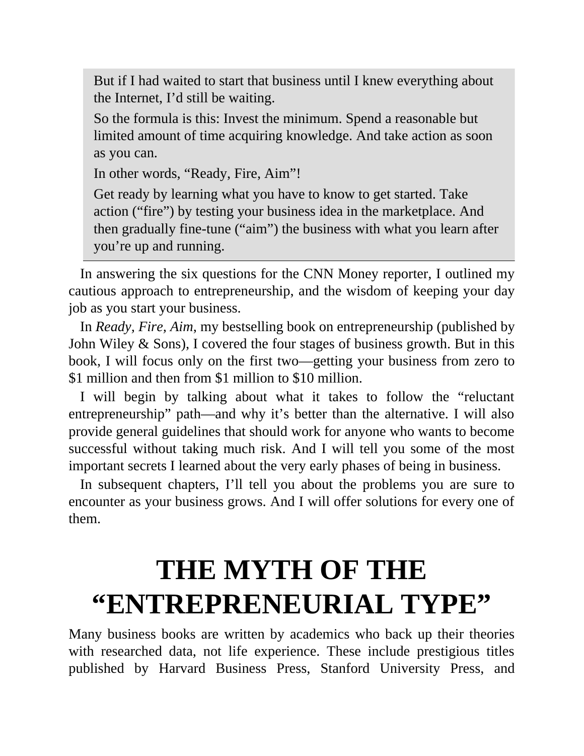> But if I had waited to start that business until I knew everything about the Internet, I'd still be waiting.
>
> So the formula is this: Invest the minimum. Spend a reasonable but limited amount of time acquiring knowledge. And take action as soon as you can.
>
> In other words, "Ready, Fire, Aim"!
>
> Get ready by learning what you have to know to get started. Take action ("fire") by testing your business idea in the marketplace. And then gradually fine-tune ("aim") the business with what you learn after you're up and running.

In answering the six questions for the CNN Money reporter, I outlined my cautious approach to entrepreneurship, and the wisdom of keeping your day job as you start your business.

In *Ready, Fire, Aim*, my bestselling book on entrepreneurship (published by John Wiley & Sons), I covered the four stages of business growth. But in this book, I will focus only on the first two—getting your business from zero to $1 million and then from $1 million to $10 million.

I will begin by talking about what it takes to follow the "reluctant entrepreneurship" path—and why it's better than the alternative. I will also provide general guidelines that should work for anyone who wants to become successful without taking much risk. And I will tell you some of the most important secrets I learned about the very early phases of being in business.

In subsequent chapters, I'll tell you about the problems you are sure to encounter as your business grows. And I will offer solutions for every one of them.

# THE MYTH OF THE "ENTREPRENEURIAL TYPE"

Many business books are written by academics who back up their theories with researched data, not life experience. These include prestigious titles published by Harvard Business Press, Stanford University Press, and